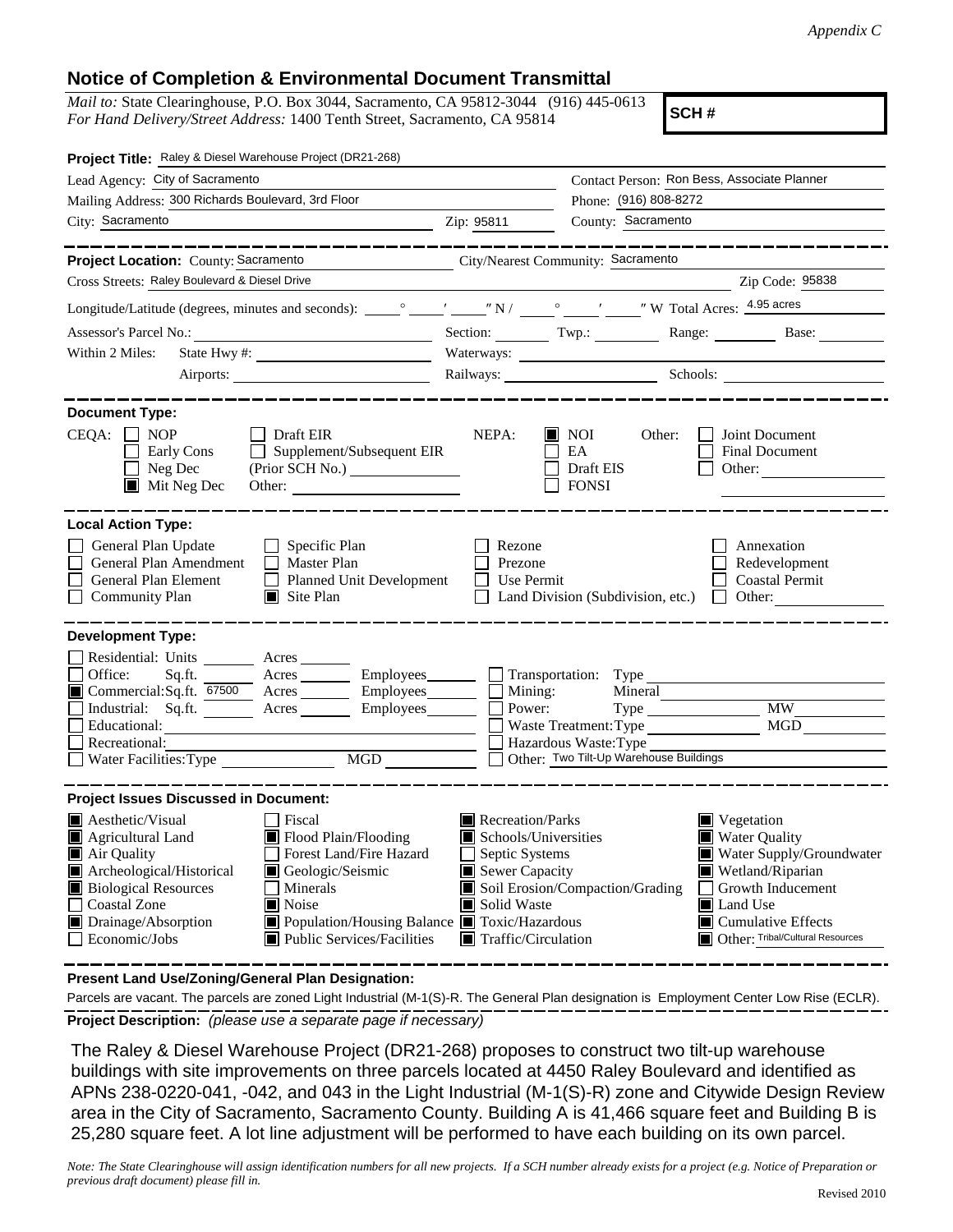*Appendix C*

## Notice of Completion & Environmental Document Transmittal

*Mail to:* State Clearinghouse, P.O. Box 3044, Sacramento, CA 95812-3044 (916) 445-0613
*For Hand Delivery/Street Address:* 1400 Tenth Street, Sacramento, CA 95814

**SCH #**

**Project Title:** Raley & Diesel Warehouse Project (DR21-268)

Lead Agency: City of Sacramento
Contact Person: Ron Bess, Associate Planner
Mailing Address: 300 Richards Boulevard, 3rd Floor
Phone: (916) 808-8272
City: Sacramento Zip: 95811
County: Sacramento

---

**Project Location:** County: Sacramento City/Nearest Community: Sacramento
Cross Streets: Raley Boulevard & Diesel Drive Zip Code: 95838
Longitude/Latitude (degrees, minutes and seconds): ____° ____′ ____″ N / ____° ____′ ____″ W Total Acres: 4.95 acres
Assessor's Parcel No.: ________ Section: ____ Twp.: ____ Range: ____ Base: ____
Within 2 Miles: State Hwy #: ________ Waterways: ________
Airports: ________ Railways: ________ Schools: ________

---

**Document Type:**

CEQA: ☐ NOP ☐ Early Cons ☐ Neg Dec ☒ Mit Neg Dec ☐ Draft EIR ☐ Supplement/Subsequent EIR (Prior SCH No.) ________ Other: ________

NEPA: ☒ NOI ☐ EA ☐ Draft EIS ☐ FONSI

Other: ☐ Joint Document ☐ Final Document ☐ Other: ________

---

**Local Action Type:**

☐ General Plan Update ☐ General Plan Amendment ☐ General Plan Element ☐ Community Plan ☐ Specific Plan ☐ Master Plan ☐ Planned Unit Development ☒ Site Plan ☐ Rezone ☐ Prezone ☐ Use Permit ☐ Land Division (Subdivision, etc.) ☐ Annexation ☐ Redevelopment ☐ Coastal Permit ☐ Other: ________

---

**Development Type:**

☐ Residential: Units ____ Acres ____
☐ Office: Sq.ft. ____ Acres ____ Employees ____
☒ Commercial: Sq.ft. 67500 Acres ____ Employees ____
☐ Industrial: Sq.ft. ____ Acres ____ Employees ____
☐ Educational: ________
☐ Recreational: ________
☐ Water Facilities: Type ____ MGD ____
☐ Transportation: Type ________
☐ Mining: Mineral ________
☐ Power: Type ____ MW ____
☐ Waste Treatment: Type ____ MGD ____
☐ Hazardous Waste: Type ________
☐ Other: Two Tilt-Up Warehouse Buildings

---

**Project Issues Discussed in Document:**

☒ Aesthetic/Visual
☒ Agricultural Land
☒ Air Quality
☒ Archeological/Historical
☒ Biological Resources
☐ Coastal Zone
☒ Drainage/Absorption
☐ Economic/Jobs
☐ Fiscal
☒ Flood Plain/Flooding
☐ Forest Land/Fire Hazard
☒ Geologic/Seismic
☐ Minerals
☒ Noise
☒ Population/Housing Balance
☒ Public Services/Facilities
☒ Recreation/Parks
☒ Schools/Universities
☐ Septic Systems
☒ Sewer Capacity
☒ Soil Erosion/Compaction/Grading
☒ Solid Waste
☒ Toxic/Hazardous
☒ Traffic/Circulation
☒ Vegetation
☒ Water Quality
☒ Water Supply/Groundwater
☒ Wetland/Riparian
☐ Growth Inducement
☒ Land Use
☒ Cumulative Effects
☒ Other: Tribal/Cultural Resources

---

**Present Land Use/Zoning/General Plan Designation:**

Parcels are vacant. The parcels are zoned Light Industrial (M-1(S)-R. The General Plan designation is Employment Center Low Rise (ECLR).

**Project Description:** *(please use a separate page if necessary)*

The Raley & Diesel Warehouse Project (DR21-268) proposes to construct two tilt-up warehouse buildings with site improvements on three parcels located at 4450 Raley Boulevard and identified as APNs 238-0220-041, -042, and 043 in the Light Industrial (M-1(S)-R) zone and Citywide Design Review area in the City of Sacramento, Sacramento County. Building A is 41,466 square feet and Building B is 25,280 square feet. A lot line adjustment will be performed to have each building on its own parcel.

*Note: The State Clearinghouse will assign identification numbers for all new projects. If a SCH number already exists for a project (e.g. Notice of Preparation or previous draft document) please fill in.*

Revised 2010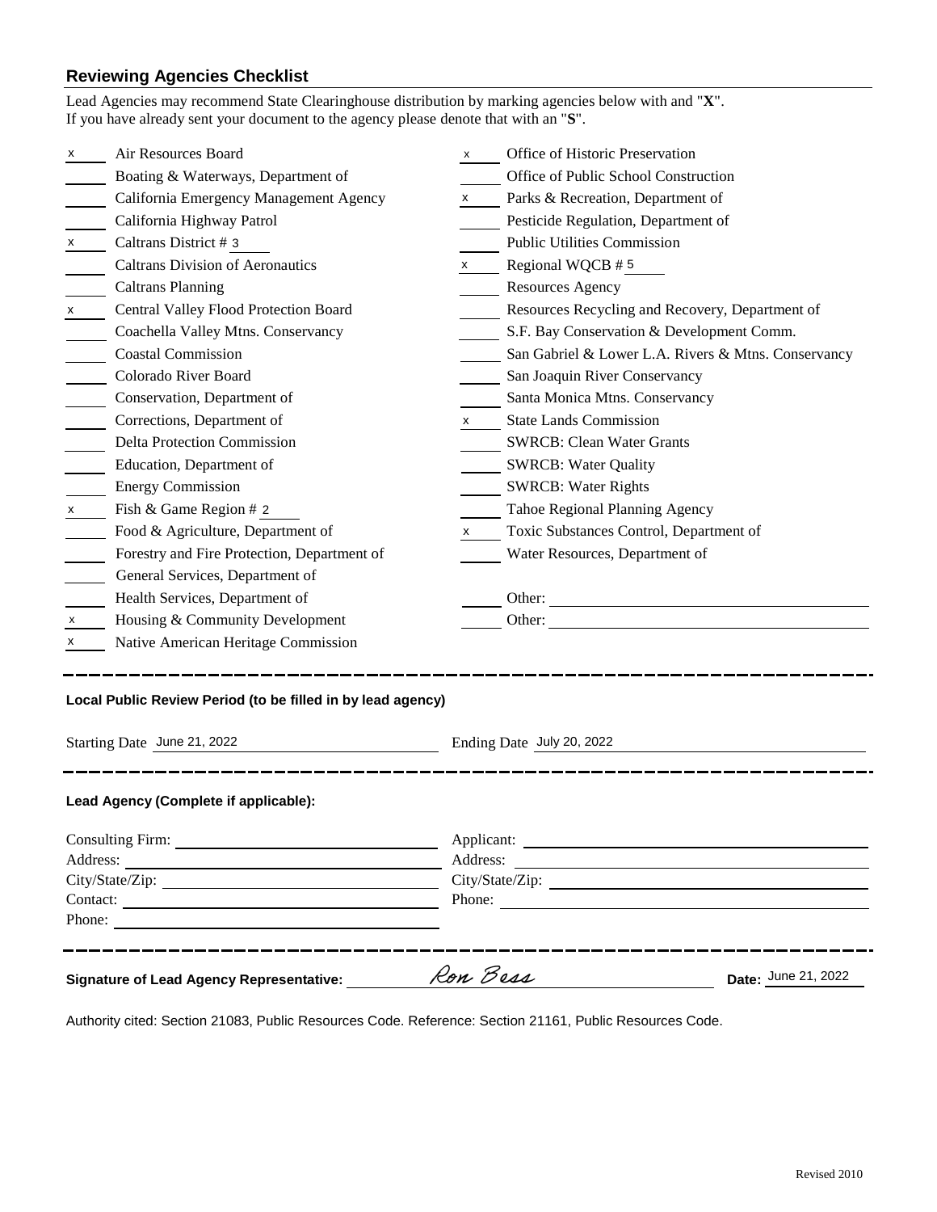## Reviewing Agencies Checklist

Lead Agencies may recommend State Clearinghouse distribution by marking agencies below with and "**X**".
If you have already sent your document to the agency please denote that with an "**S**".

| | | | |
|---|---|---|---|
| x | Air Resources Board | x | Office of Historic Preservation |
| | Boating & Waterways, Department of | | Office of Public School Construction |
| | California Emergency Management Agency | x | Parks & Recreation, Department of |
| | California Highway Patrol | | Pesticide Regulation, Department of |
| x | Caltrans District # 3 | | Public Utilities Commission |
| | Caltrans Division of Aeronautics | x | Regional WQCB # 5 |
| | Caltrans Planning | | Resources Agency |
| x | Central Valley Flood Protection Board | | Resources Recycling and Recovery, Department of |
| | Coachella Valley Mtns. Conservancy | | S.F. Bay Conservation & Development Comm. |
| | Coastal Commission | | San Gabriel & Lower L.A. Rivers & Mtns. Conservancy |
| | Colorado River Board | | San Joaquin River Conservancy |
| | Conservation, Department of | | Santa Monica Mtns. Conservancy |
| | Corrections, Department of | x | State Lands Commission |
| | Delta Protection Commission | | SWRCB: Clean Water Grants |
| | Education, Department of | | SWRCB: Water Quality |
| | Energy Commission | | SWRCB: Water Rights |
| x | Fish & Game Region # 2 | | Tahoe Regional Planning Agency |
| | Food & Agriculture, Department of | x | Toxic Substances Control, Department of |
| | Forestry and Fire Protection, Department of | | Water Resources, Department of |
| | General Services, Department of | | |
| | Health Services, Department of | | Other: |
| x | Housing & Community Development | | Other: |
| x | Native American Heritage Commission | | |

---

**Local Public Review Period (to be filled in by lead agency)**

Starting Date June 21, 2022 Ending Date July 20, 2022

---

**Lead Agency (Complete if applicable):**

Consulting Firm:
Address:
City/State/Zip:
Contact:
Phone:

Applicant:
Address:
City/State/Zip:
Phone:

---

**Signature of Lead Agency Representative:** Ron Bess **Date:** June 21, 2022

Authority cited: Section 21083, Public Resources Code. Reference: Section 21161, Public Resources Code.

Revised 2010